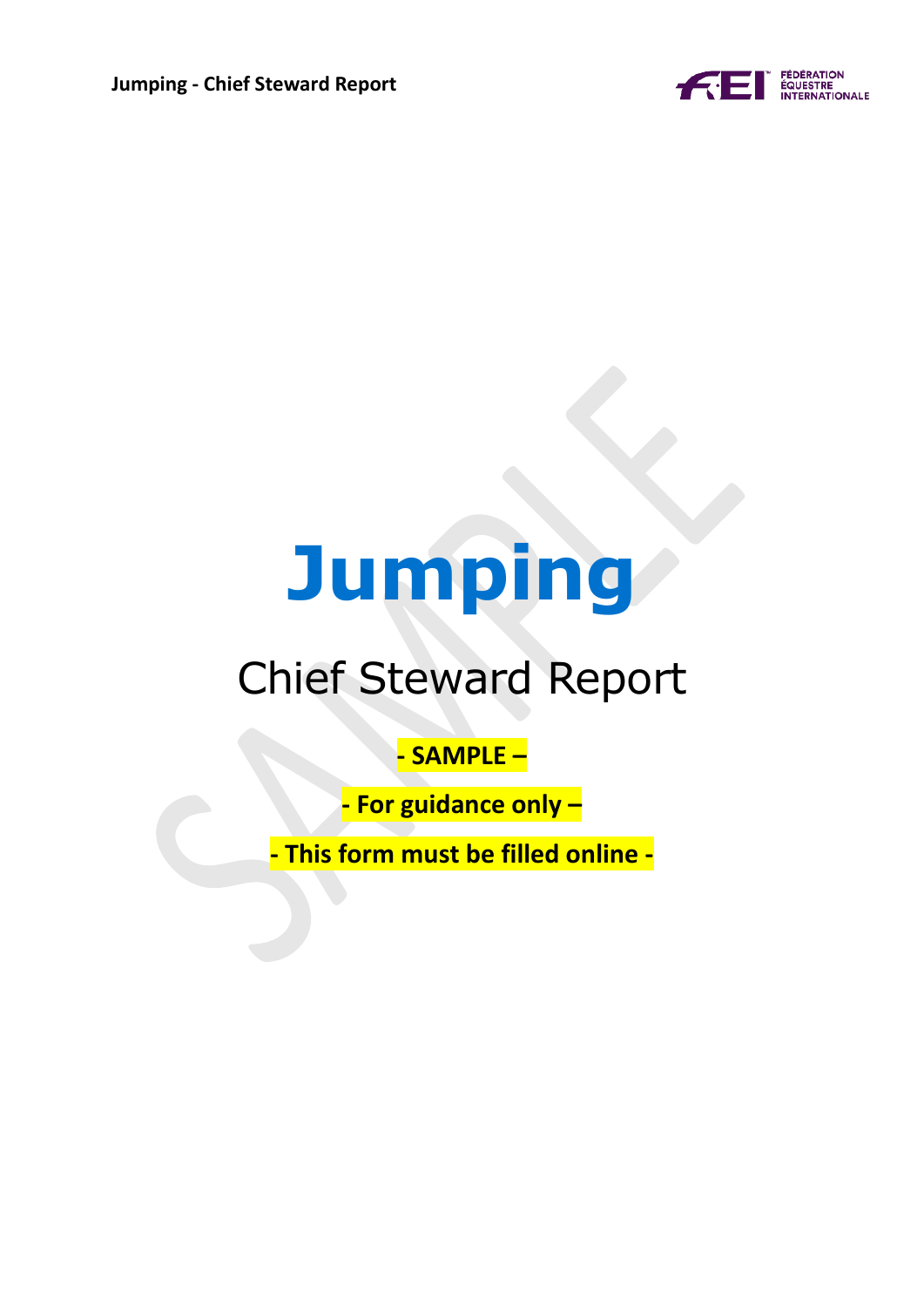# Jumping

## Chief Steward Report

**- SAMPLE –**

**- For guidance only –**

**- This form must be filled online -**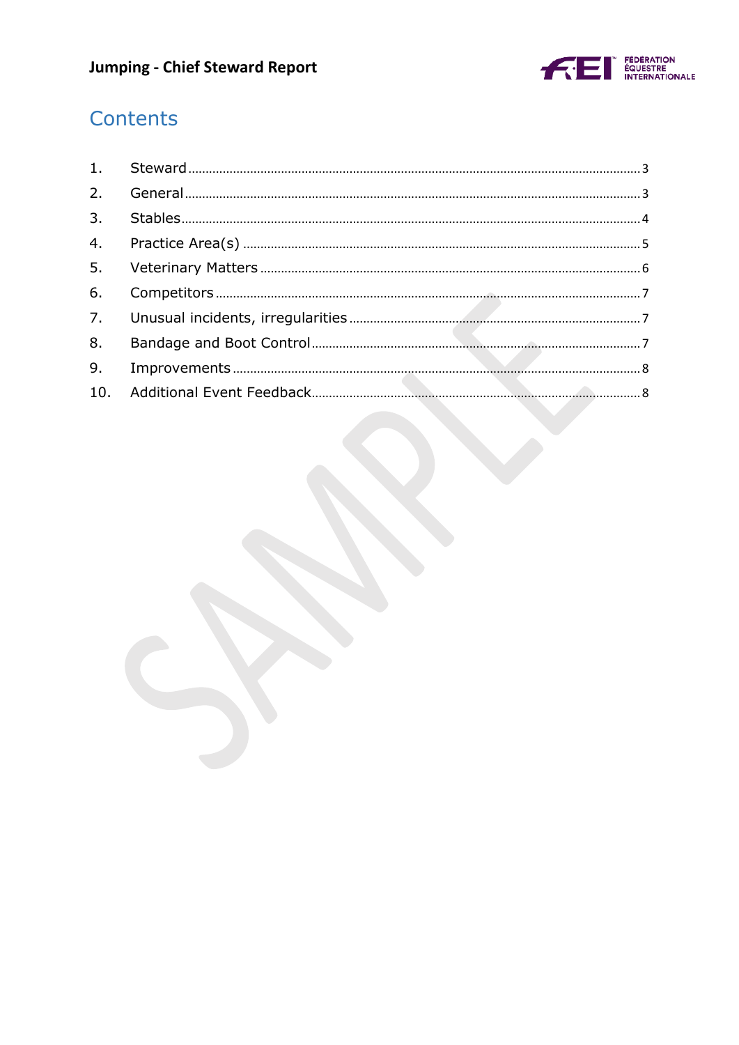# Contents

1. Steward ........ 3
2. General ........ 3
3. Stables ........ 4
4. Practice Area(s) ........ 5
5. Veterinary Matters ........ 6
6. Competitors ........ 7
7. Unusual incidents, irregularities ........ 7
8. Bandage and Boot Control ........ 7
9. Improvements ........ 8
10. Additional Event Feedback ........ 8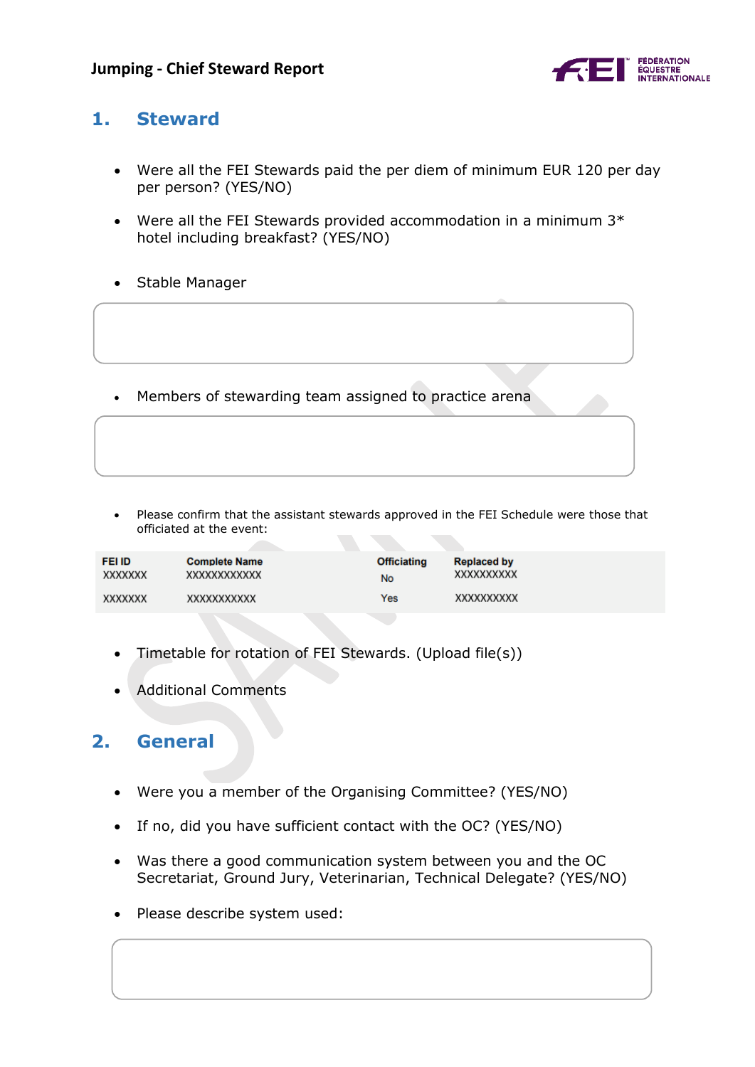## 1. Steward

- Were all the FEI Stewards paid the per diem of minimum EUR 120 per day per person? (YES/NO)
- Were all the FEI Stewards provided accommodation in a minimum 3* hotel including breakfast? (YES/NO)
- Stable Manager

- Members of stewarding team assigned to practice arena

- Please confirm that the assistant stewards approved in the FEI Schedule were those that officiated at the event:

| FEI ID | Complete Name | Officiating | Replaced by |
|---|---|---|---|
| XXXXXXX | XXXXXXXXXXXX | No | XXXXXXXXXX |
| XXXXXXX | XXXXXXXXXXX | Yes | XXXXXXXXXX |

- Timetable for rotation of FEI Stewards. (Upload file(s))
- Additional Comments

## 2. General

- Were you a member of the Organising Committee? (YES/NO)
- If no, did you have sufficient contact with the OC? (YES/NO)
- Was there a good communication system between you and the OC Secretariat, Ground Jury, Veterinarian, Technical Delegate? (YES/NO)
- Please describe system used: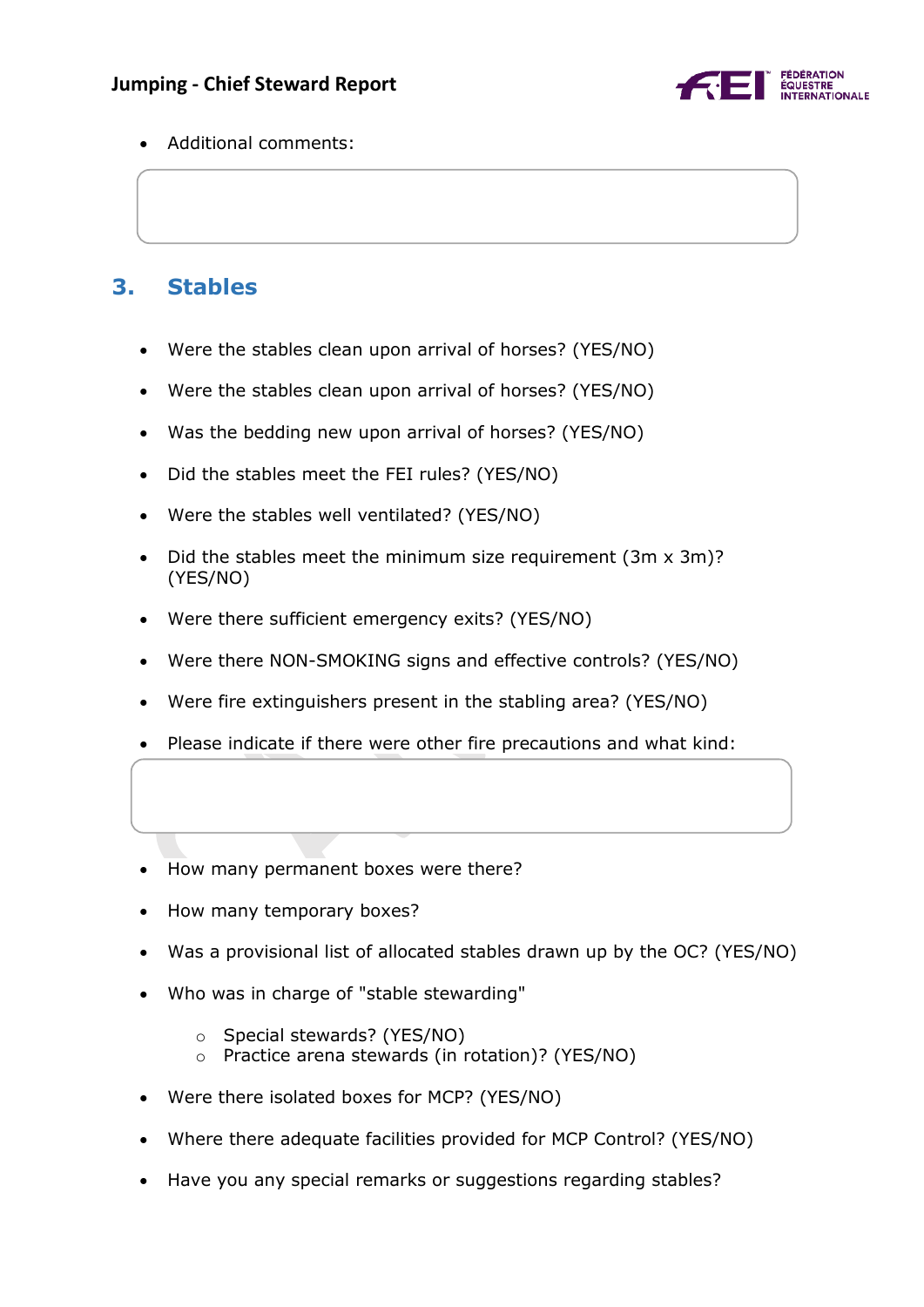- Additional comments:

## 3. Stables

- Were the stables clean upon arrival of horses? (YES/NO)
- Were the stables clean upon arrival of horses? (YES/NO)
- Was the bedding new upon arrival of horses? (YES/NO)
- Did the stables meet the FEI rules? (YES/NO)
- Were the stables well ventilated? (YES/NO)
- Did the stables meet the minimum size requirement (3m x 3m)? (YES/NO)
- Were there sufficient emergency exits? (YES/NO)
- Were there NON-SMOKING signs and effective controls? (YES/NO)
- Were fire extinguishers present in the stabling area? (YES/NO)
- Please indicate if there were other fire precautions and what kind:

- How many permanent boxes were there?
- How many temporary boxes?
- Was a provisional list of allocated stables drawn up by the OC? (YES/NO)
- Who was in charge of "stable stewarding"
    - Special stewards? (YES/NO)
    - Practice arena stewards (in rotation)? (YES/NO)
- Were there isolated boxes for MCP? (YES/NO)
- Where there adequate facilities provided for MCP Control? (YES/NO)
- Have you any special remarks or suggestions regarding stables?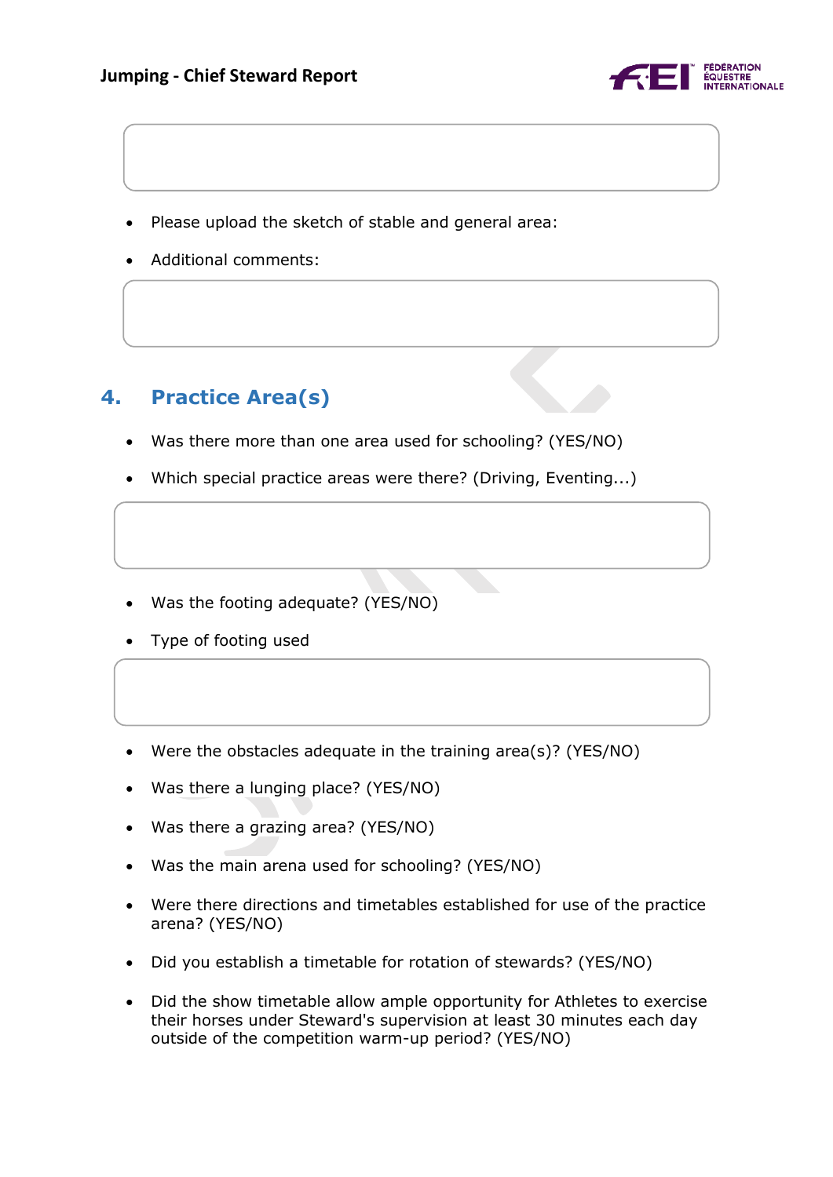- Please upload the sketch of stable and general area:
- Additional comments:

## 4. Practice Area(s)

- Was there more than one area used for schooling? (YES/NO)
- Which special practice areas were there? (Driving, Eventing...)

- Was the footing adequate? (YES/NO)
- Type of footing used

- Were the obstacles adequate in the training area(s)? (YES/NO)
- Was there a lunging place? (YES/NO)
- Was there a grazing area? (YES/NO)
- Was the main arena used for schooling? (YES/NO)
- Were there directions and timetables established for use of the practice arena? (YES/NO)
- Did you establish a timetable for rotation of stewards? (YES/NO)
- Did the show timetable allow ample opportunity for Athletes to exercise their horses under Steward's supervision at least 30 minutes each day outside of the competition warm-up period? (YES/NO)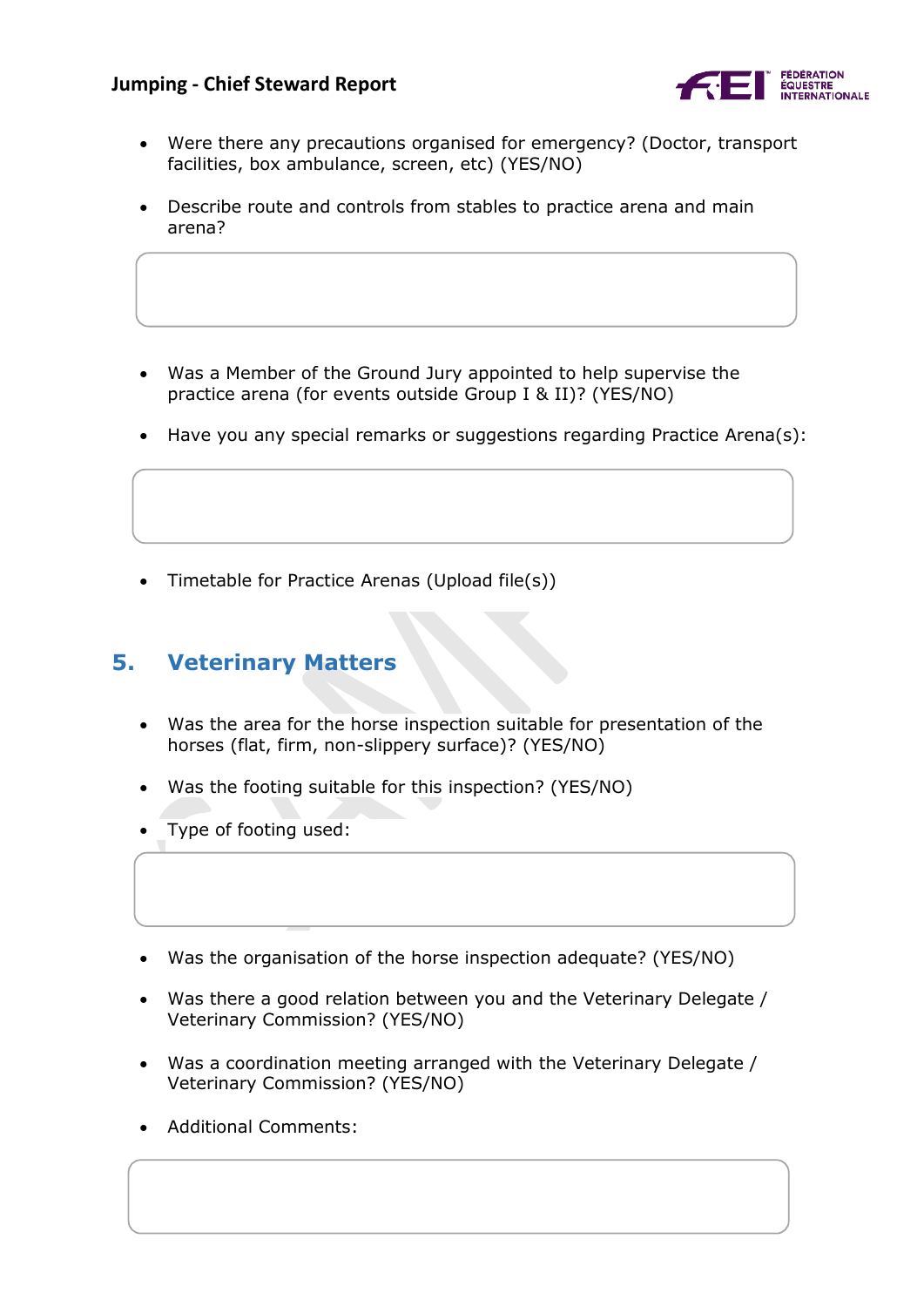- Were there any precautions organised for emergency? (Doctor, transport facilities, box ambulance, screen, etc) (YES/NO)

- Describe route and controls from stables to practice arena and main arena?

- Was a Member of the Ground Jury appointed to help supervise the practice arena (for events outside Group I & II)? (YES/NO)

- Have you any special remarks or suggestions regarding Practice Arena(s):

- Timetable for Practice Arenas (Upload file(s))

## 5. Veterinary Matters

- Was the area for the horse inspection suitable for presentation of the horses (flat, firm, non-slippery surface)? (YES/NO)

- Was the footing suitable for this inspection? (YES/NO)

- Type of footing used:

- Was the organisation of the horse inspection adequate? (YES/NO)

- Was there a good relation between you and the Veterinary Delegate / Veterinary Commission? (YES/NO)

- Was a coordination meeting arranged with the Veterinary Delegate / Veterinary Commission? (YES/NO)

- Additional Comments: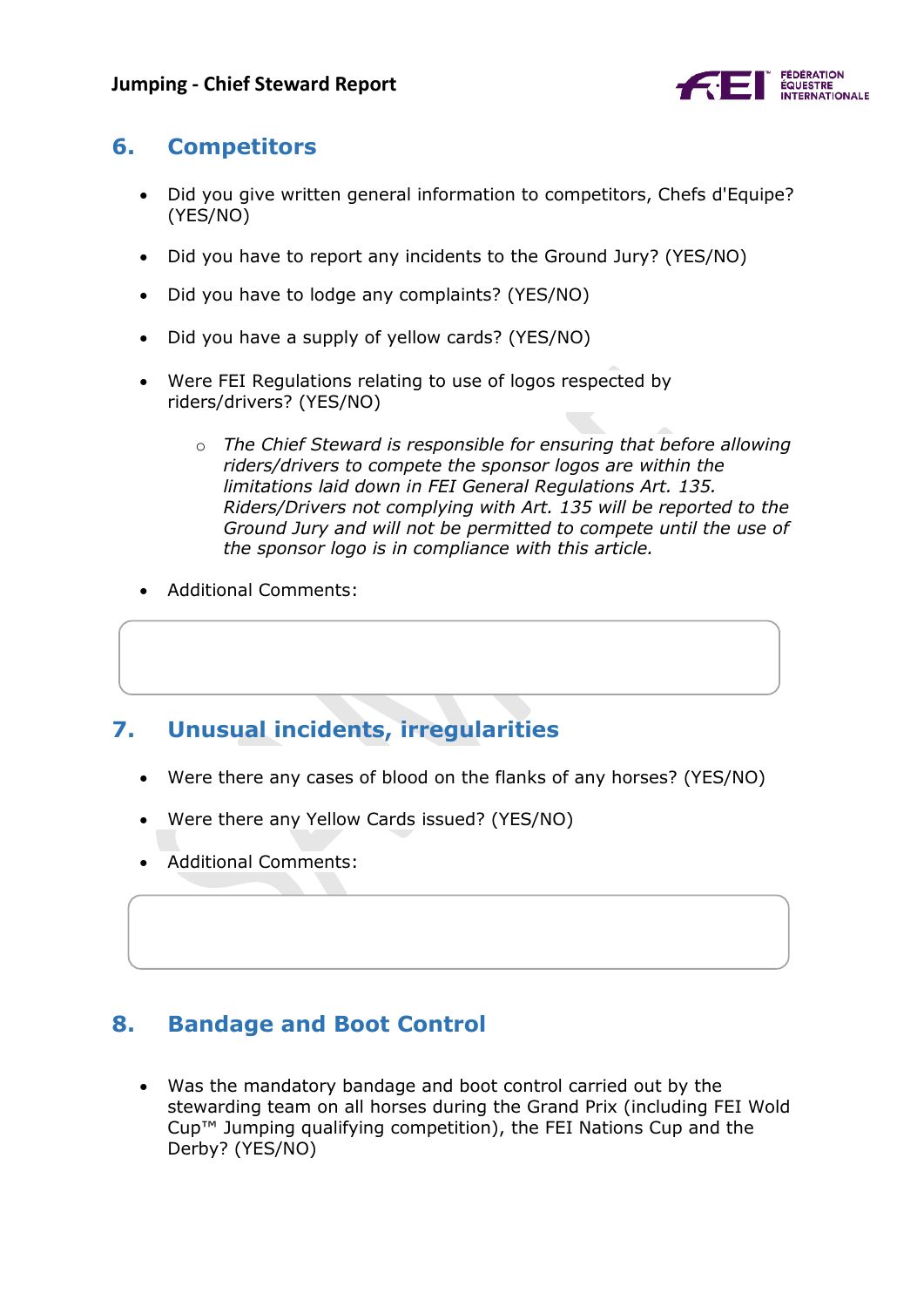## 6. Competitors

- Did you give written general information to competitors, Chefs d'Equipe? (YES/NO)
- Did you have to report any incidents to the Ground Jury? (YES/NO)
- Did you have to lodge any complaints? (YES/NO)
- Did you have a supply of yellow cards? (YES/NO)
- Were FEI Regulations relating to use of logos respected by riders/drivers? (YES/NO)
  - *The Chief Steward is responsible for ensuring that before allowing riders/drivers to compete the sponsor logos are within the limitations laid down in FEI General Regulations Art. 135. Riders/Drivers not complying with Art. 135 will be reported to the Ground Jury and will not be permitted to compete until the use of the sponsor logo is in compliance with this article.*
- Additional Comments:

## 7. Unusual incidents, irregularities

- Were there any cases of blood on the flanks of any horses? (YES/NO)
- Were there any Yellow Cards issued? (YES/NO)
- Additional Comments:

## 8. Bandage and Boot Control

- Was the mandatory bandage and boot control carried out by the stewarding team on all horses during the Grand Prix (including FEI Wold Cup™ Jumping qualifying competition), the FEI Nations Cup and the Derby? (YES/NO)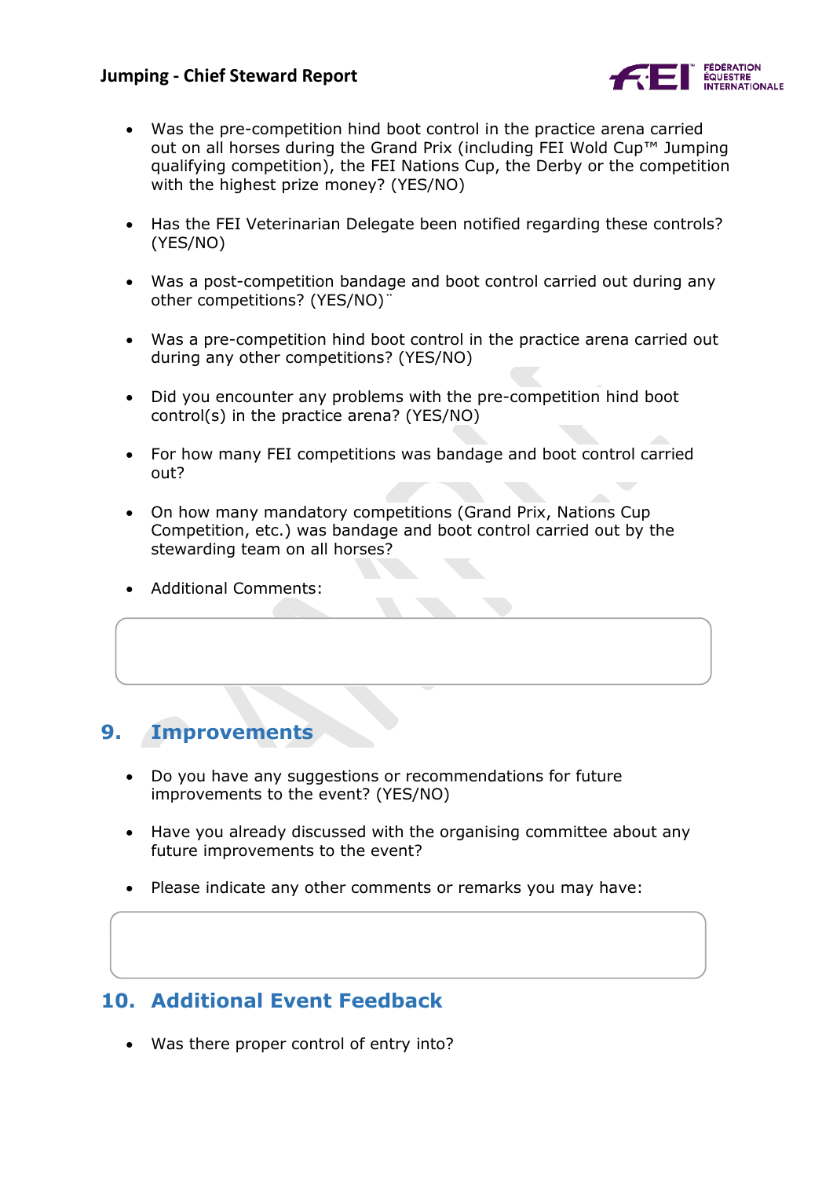- Was the pre-competition hind boot control in the practice arena carried out on all horses during the Grand Prix (including FEI Wold Cup™ Jumping qualifying competition), the FEI Nations Cup, the Derby or the competition with the highest prize money? (YES/NO)

- Has the FEI Veterinarian Delegate been notified regarding these controls? (YES/NO)

- Was a post-competition bandage and boot control carried out during any other competitions? (YES/NO)

- Was a pre-competition hind boot control in the practice arena carried out during any other competitions? (YES/NO)

- Did you encounter any problems with the pre-competition hind boot control(s) in the practice arena? (YES/NO)

- For how many FEI competitions was bandage and boot control carried out?

- On how many mandatory competitions (Grand Prix, Nations Cup Competition, etc.) was bandage and boot control carried out by the stewarding team on all horses?

- Additional Comments:

## 9. Improvements

- Do you have any suggestions or recommendations for future improvements to the event? (YES/NO)

- Have you already discussed with the organising committee about any future improvements to the event?

- Please indicate any other comments or remarks you may have:

## 10. Additional Event Feedback

- Was there proper control of entry into?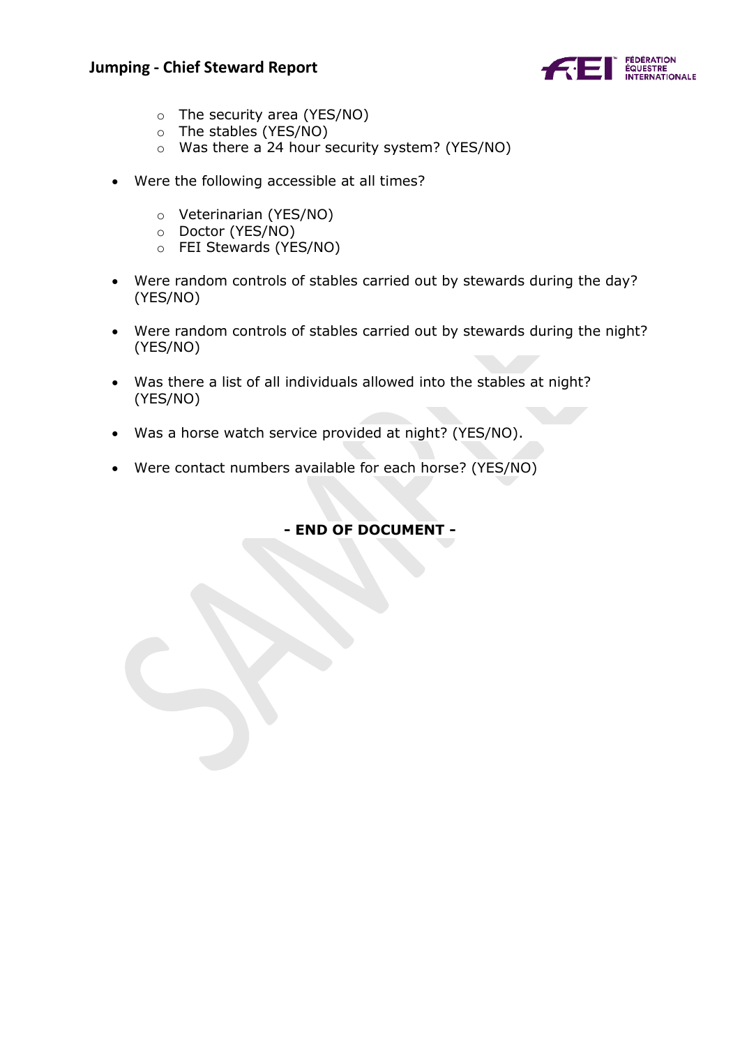- The security area (YES/NO)
  - The stables (YES/NO)
  - Was there a 24 hour security system? (YES/NO)

- Were the following accessible at all times?

  - Veterinarian (YES/NO)
  - Doctor (YES/NO)
  - FEI Stewards (YES/NO)

- Were random controls of stables carried out by stewards during the day? (YES/NO)

- Were random controls of stables carried out by stewards during the night? (YES/NO)

- Was there a list of all individuals allowed into the stables at night? (YES/NO)

- Was a horse watch service provided at night? (YES/NO).

- Were contact numbers available for each horse? (YES/NO)

**- END OF DOCUMENT -**